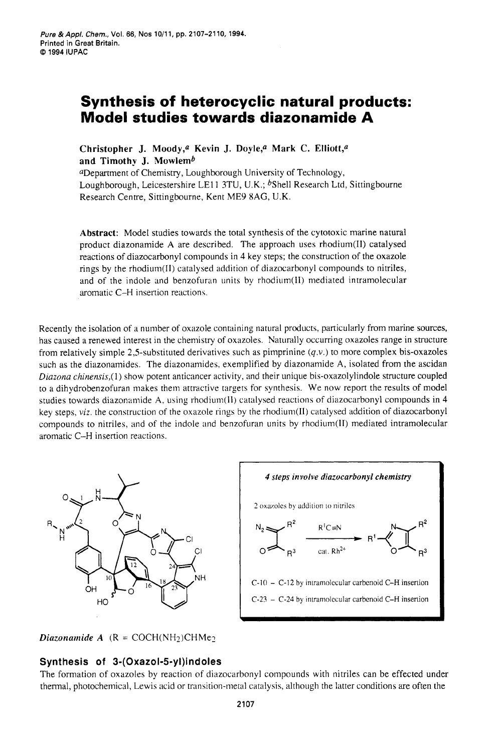# Synthesis of heterocyclic natural products: Model studies towards diazonamide A

**Christopher J. Moody,[a] Kevin J. Doyle,[a] Mark C. Elliott,[a] and Timothy J. Mowlem[b]**

[a]Department of Chemistry, Loughborough University of Technology, Loughborough, Leicestershire LE11 3TU, U.K.; [b]Shell Research Ltd, Sittingbourne Research Centre, Sittingbourne, Kent ME9 8AG, U.K.

**Abstract:** Model studies towards the total synthesis of the cytotoxic marine natural product diazonamide A are described. The approach uses rhodium(II) catalysed reactions of diazocarbonyl compounds in 4 key steps; the construction of the oxazole rings by the rhodium(II) catalysed addition of diazocarbonyl compounds to nitriles, and of the indole and benzofuran units by rhodium(II) mediated intramolecular aromatic C–H insertion reactions.

Recently the isolation of a number of oxazole containing natural products, particularly from marine sources, has caused a renewed interest in the chemistry of oxazoles. Naturally occurring oxazoles range in structure from relatively simple 2,5-substituted derivatives such as pimprinine (*q.v.*) to more complex bis-oxazoles such as the diazonamides. The diazonamides, exemplified by diazonamide A, isolated from the ascidan *Diazona chinensis*,(1) show potent anticancer activity, and their unique bis-oxazolylindole structure coupled to a dihydrobenzofuran makes them attractive targets for synthesis. We now report the results of model studies towards diazonamide A, using rhodium(II) catalysed reactions of diazocarbonyl compounds in 4 key steps, *viz.* the construction of the oxazole rings by the rhodium(II) catalysed addition of diazocarbonyl compounds to nitriles, and of the indole and benzofuran units by rhodium(II) mediated intramolecular aromatic C–H insertion reactions.

*Diazonamide A* (R = $COCH(NH_2)CHMe_2$

*4 steps involve diazocarbonyl chemistry*

2 oxazoles by addition to nitriles

$R^1C{\equiv}N$, cat. $Rh^{2+}$

C-10 – C-12 by intramolecular carbenoid C–H insertion

C-23 – C-24 by intramolecular carbenoid C–H insertion

## Synthesis of 3-(Oxazol-5-yl)indoles

The formation of oxazoles by reaction of diazocarbonyl compounds with nitriles can be effected under thermal, photochemical, Lewis acid or transition-metal catalysis, although the latter conditions are often the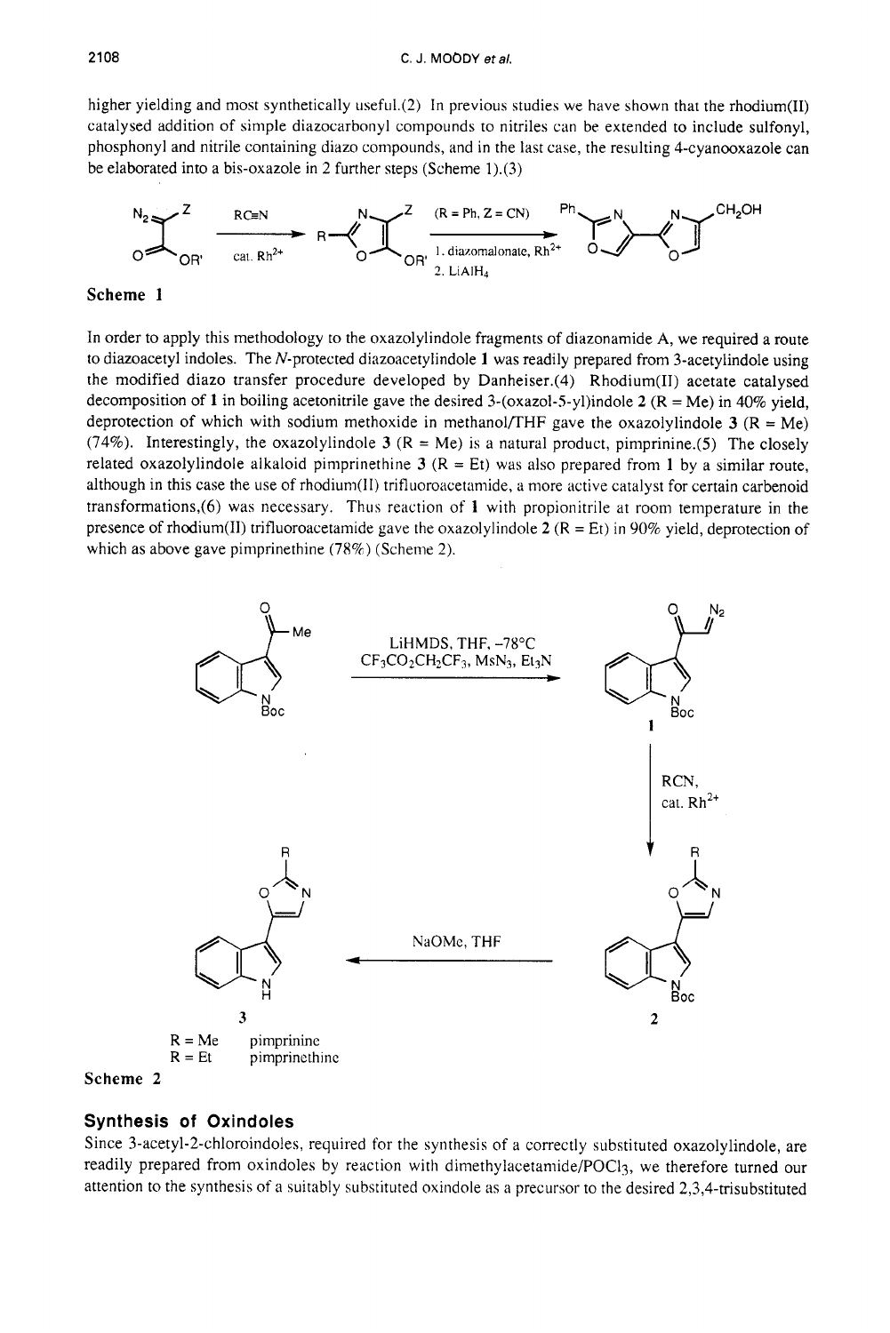higher yielding and most synthetically useful.(2) In previous studies we have shown that the rhodium(II) catalysed addition of simple diazocarbonyl compounds to nitriles can be extended to include sulfonyl, phosphonyl and nitrile containing diazo compounds, and in the last case, the resulting 4-cyanooxazole can be elaborated into a bis-oxazole in 2 further steps (Scheme 1).(3)

**Scheme 1**

In order to apply this methodology to the oxazolylindole fragments of diazonamide A, we required a route to diazoacetyl indoles. The *N*-protected diazoacetylindole **1** was readily prepared from 3-acetylindole using the modified diazo transfer procedure developed by Danheiser.(4) Rhodium(II) acetate catalysed decomposition of **1** in boiling acetonitrile gave the desired 3-(oxazol-5-yl)indole **2** (R = Me) in 40% yield, deprotection of which with sodium methoxide in methanol/THF gave the oxazolylindole **3** (R = Me) (74%). Interestingly, the oxazolylindole **3** (R = Me) is a natural product, pimprinine.(5) The closely related oxazolylindole alkaloid pimprinethine **3** (R = Et) was also prepared from **1** by a similar route, although in this case the use of rhodium(II) trifluoroacetamide, a more active catalyst for certain carbenoid transformations,(6) was necessary. Thus reaction of **1** with propionitrile at room temperature in the presence of rhodium(II) trifluoroacetamide gave the oxazolylindole **2** (R = Et) in 90% yield, deprotection of which as above gave pimprinethine (78%) (Scheme 2).

R = Me pimprinine
R = Et pimprinethine

**Scheme 2**

## Synthesis of Oxindoles

Since 3-acetyl-2-chloroindoles, required for the synthesis of a correctly substituted oxazolylindole, are readily prepared from oxindoles by reaction with dimethylacetamide/$POCl_3$, we therefore turned our attention to the synthesis of a suitably substituted oxindole as a precursor to the desired 2,3,4-trisubstituted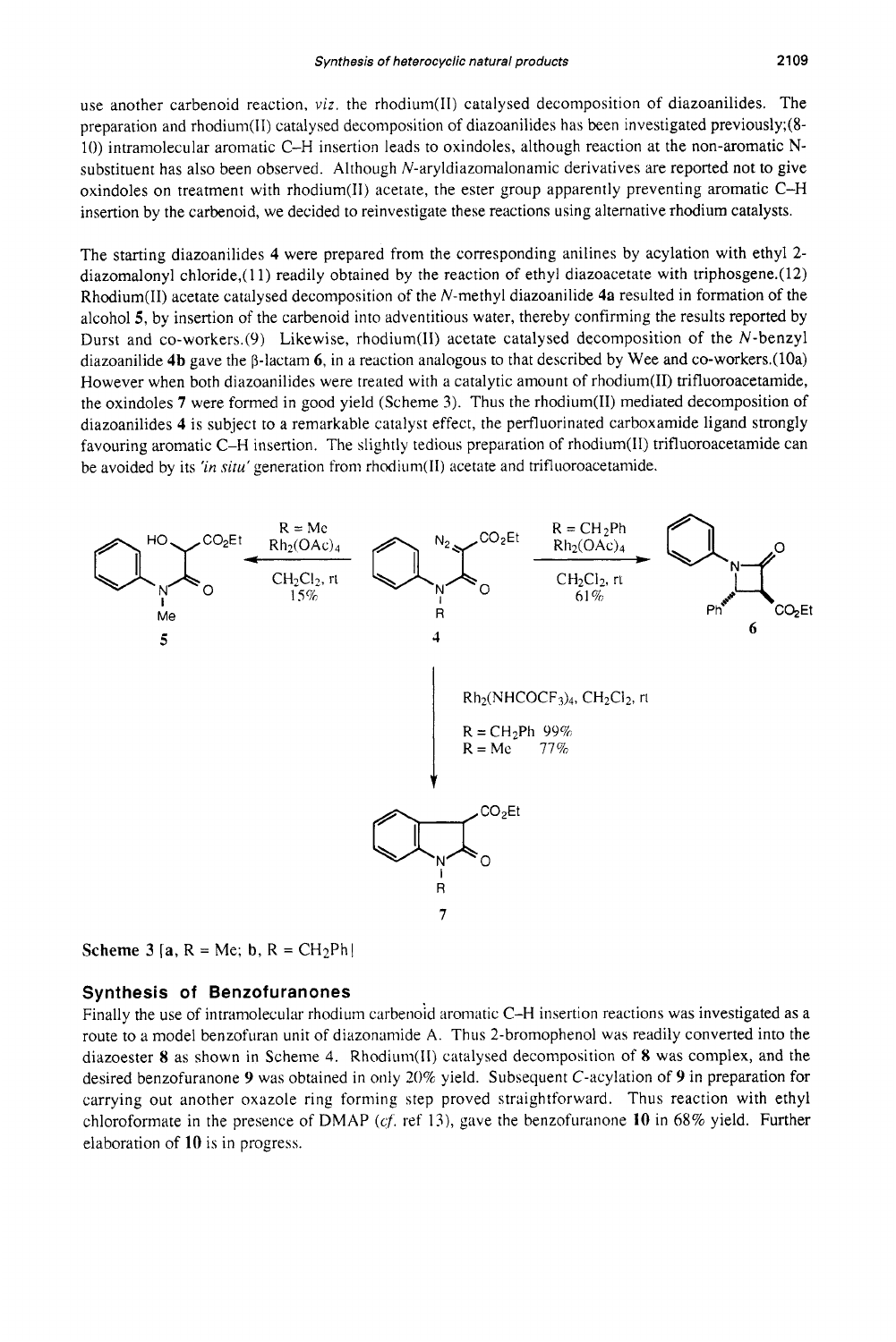use another carbenoid reaction, *viz.* the rhodium(II) catalysed decomposition of diazoanilides. The preparation and rhodium(II) catalysed decomposition of diazoanilides has been investigated previously;(8-10) intramolecular aromatic C–H insertion leads to oxindoles, although reaction at the non-aromatic N-substituent has also been observed. Although *N*-aryldiazomalonamic derivatives are reported not to give oxindoles on treatment with rhodium(II) acetate, the ester group apparently preventing aromatic C–H insertion by the carbenoid, we decided to reinvestigate these reactions using alternative rhodium catalysts.

The starting diazoanilides **4** were prepared from the corresponding anilines by acylation with ethyl 2-diazomalonyl chloride,(11) readily obtained by the reaction of ethyl diazoacetate with triphosgene.(12) Rhodium(II) acetate catalysed decomposition of the *N*-methyl diazoanilide **4a** resulted in formation of the alcohol **5**, by insertion of the carbenoid into adventitious water, thereby confirming the results reported by Durst and co-workers.(9) Likewise, rhodium(II) acetate catalysed decomposition of the *N*-benzyl diazoanilide **4b** gave the β-lactam **6**, in a reaction analogous to that described by Wee and co-workers.(10a) However when both diazoanilides were treated with a catalytic amount of rhodium(II) trifluoroacetamide, the oxindoles **7** were formed in good yield (Scheme 3). Thus the rhodium(II) mediated decomposition of diazoanilides **4** is subject to a remarkable catalyst effect, the perfluorinated carboxamide ligand strongly favouring aromatic C–H insertion. The slightly tedious preparation of rhodium(II) trifluoroacetamide can be avoided by its *'in situ'* generation from rhodium(II) acetate and trifluoroacetamide.

4 → 5: R = Me, $Rh_2(OAc)_4$, $CH_2Cl_2$, rt, 15%

4 → 6: R = $CH_2Ph$, $Rh_2(OAc)_4$, $CH_2Cl_2$, rt, 61%

4 → 7: $Rh_2(NHCOCF_3)_4$, $CH_2Cl_2$, rt; R = $CH_2Ph$ 99%; R = Me 77%

Scheme 3 [**a**, R = Me; **b**, R = $CH_2Ph$]

## Synthesis of Benzofuranones

Finally the use of intramolecular rhodium carbenoid aromatic C–H insertion reactions was investigated as a route to a model benzofuran unit of diazonamide A. Thus 2-bromophenol was readily converted into the diazoester **8** as shown in Scheme 4. Rhodium(II) catalysed decomposition of **8** was complex, and the desired benzofuranone **9** was obtained in only 20% yield. Subsequent *C*-acylation of **9** in preparation for carrying out another oxazole ring forming step proved straightforward. Thus reaction with ethyl chloroformate in the presence of DMAP (*cf.* ref 13), gave the benzofuranone **10** in 68% yield. Further elaboration of **10** is in progress.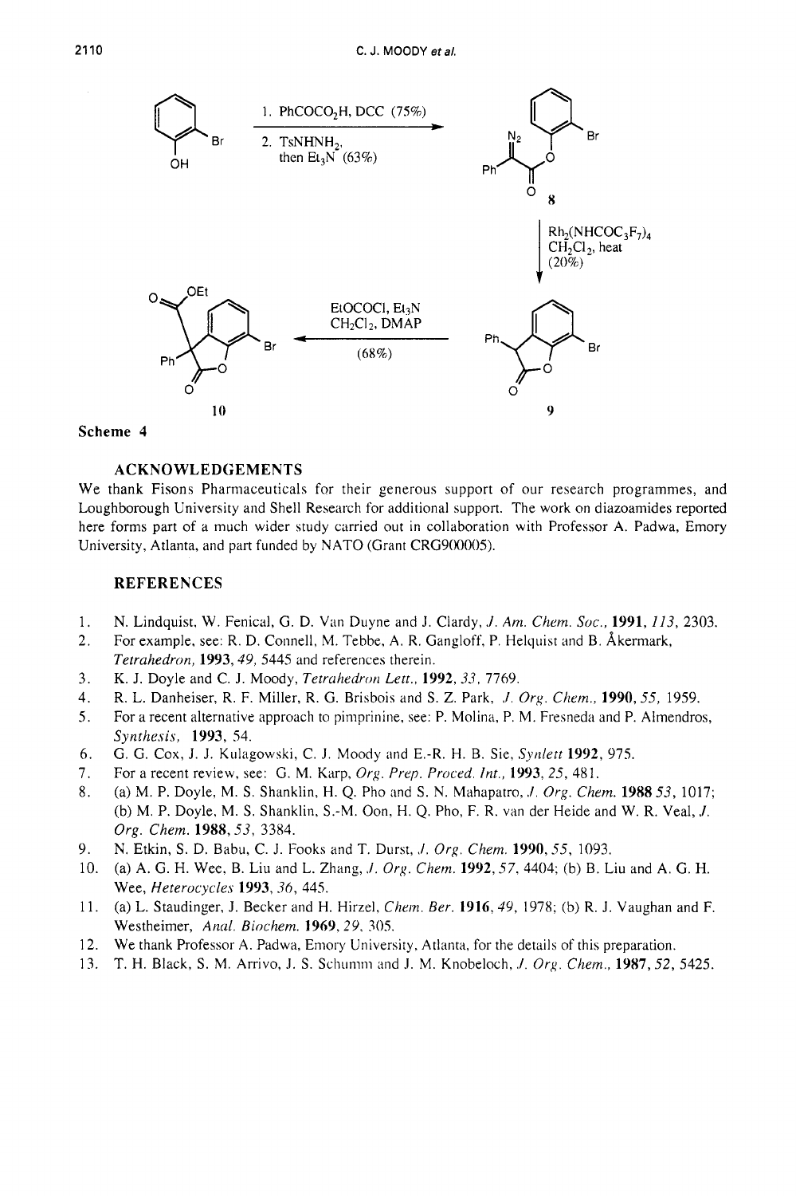1. $PhCOCO_2H$, DCC (75%)

2. $TsNHNH_2$, then $Et_3N$ (63%)

8

$Rh_2(NHCOC_3F_7)_4$
$CH_2Cl_2$, heat
(20%)

9

EtOCOCl, $Et_3N$
$CH_2Cl_2$, DMAP
(68%)

10

**Scheme 4**

## ACKNOWLEDGEMENTS

We thank Fisons Pharmaceuticals for their generous support of our research programmes, and Loughborough University and Shell Research for additional support. The work on diazoamides reported here forms part of a much wider study carried out in collaboration with Professor A. Padwa, Emory University, Atlanta, and part funded by NATO (Grant CRG900005).

## REFERENCES

1. N. Lindquist, W. Fenical, G. D. Van Duyne and J. Clardy, *J. Am. Chem. Soc.*, **1991**, *113*, 2303.
2. For example, see: R. D. Connell, M. Tebbe, A. R. Gangloff, P. Helquist and B. Åkermark, *Tetrahedron*, **1993**, *49*, 5445 and references therein.
3. K. J. Doyle and C. J. Moody, *Tetrahedron Lett.*, **1992**, *33*, 7769.
4. R. L. Danheiser, R. F. Miller, R. G. Brisbois and S. Z. Park, *J. Org. Chem.*, **1990**, *55*, 1959.
5. For a recent alternative approach to pimprinine, see: P. Molina, P. M. Fresneda and P. Almendros, *Synthesis*, **1993**, 54.
6. G. G. Cox, J. J. Kulagowski, C. J. Moody and E.-R. H. B. Sie, *Synlett* **1992**, 975.
7. For a recent review, see: G. M. Karp, *Org. Prep. Proced. Int.*, **1993**, *25*, 481.
8. (a) M. P. Doyle, M. S. Shanklin, H. Q. Pho and S. N. Mahapatro, *J. Org. Chem.* **1988** *53*, 1017; (b) M. P. Doyle, M. S. Shanklin, S.-M. Oon, H. Q. Pho, F. R. van der Heide and W. R. Veal, *J. Org. Chem.* **1988**, *53*, 3384.
9. N. Etkin, S. D. Babu, C. J. Fooks and T. Durst, *J. Org. Chem.* **1990**, *55*, 1093.
10. (a) A. G. H. Wee, B. Liu and L. Zhang, *J. Org. Chem.* **1992**, *57*, 4404; (b) B. Liu and A. G. H. Wee, *Heterocycles* **1993**, *36*, 445.
11. (a) L. Staudinger, J. Becker and H. Hirzel, *Chem. Ber.* **1916**, *49*, 1978; (b) R. J. Vaughan and F. Westheimer, *Anal. Biochem.* **1969**, *29*, 305.
12. We thank Professor A. Padwa, Emory University, Atlanta, for the details of this preparation.
13. T. H. Black, S. M. Arrivo, J. S. Schumm and J. M. Knobeloch, *J. Org. Chem.*, **1987**, *52*, 5425.